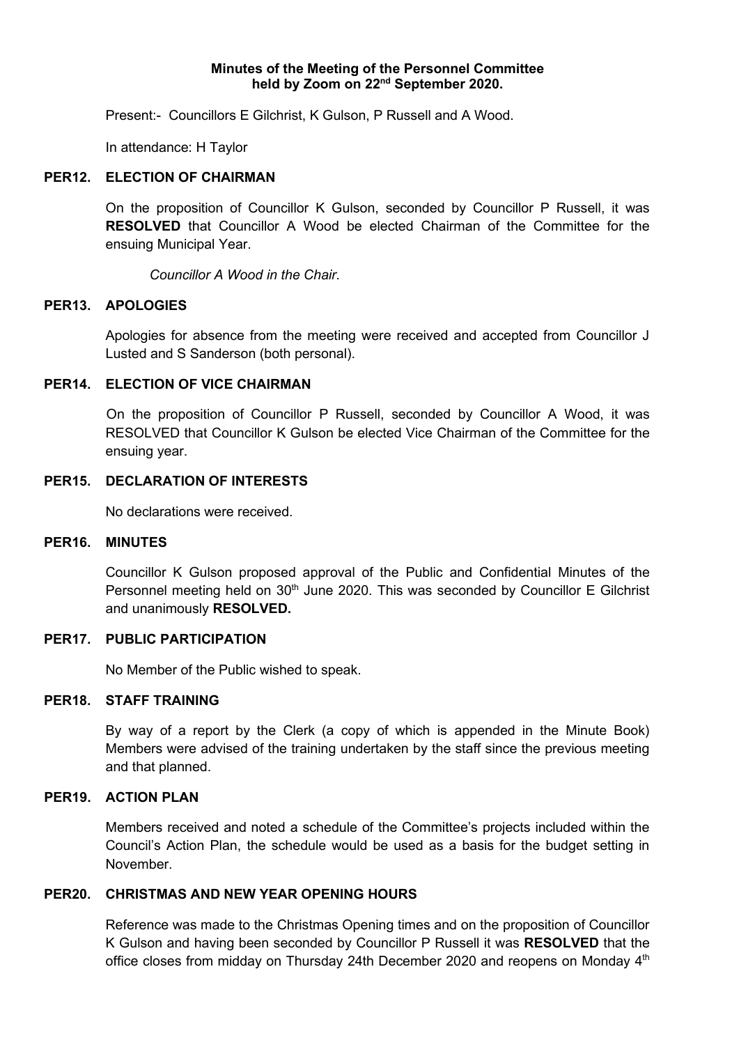**Minutes of the Meeting of the Personnel Committee held by Zoom on 22nd September 2020.**

Present:- Councillors E Gilchrist, K Gulson, P Russell and A Wood.

In attendance: H Taylor

## PER12. ELECTION OF CHAIRMAN

On the proposition of Councillor K Gulson, seconded by Councillor P Russell, it was **RESOLVED** that Councillor A Wood be elected Chairman of the Committee for the ensuing Municipal Year.

*Councillor A Wood in the Chair.*

## PER13. APOLOGIES

Apologies for absence from the meeting were received and accepted from Councillor J Lusted and S Sanderson (both personal).

## PER14. ELECTION OF VICE CHAIRMAN

On the proposition of Councillor P Russell, seconded by Councillor A Wood, it was RESOLVED that Councillor K Gulson be elected Vice Chairman of the Committee for the ensuing year.

## PER15. DECLARATION OF INTERESTS

No declarations were received.

## PER16. MINUTES

Councillor K Gulson proposed approval of the Public and Confidential Minutes of the Personnel meeting held on 30th June 2020. This was seconded by Councillor E Gilchrist and unanimously **RESOLVED.**

## PER17. PUBLIC PARTICIPATION

No Member of the Public wished to speak.

## PER18. STAFF TRAINING

By way of a report by the Clerk (a copy of which is appended in the Minute Book) Members were advised of the training undertaken by the staff since the previous meeting and that planned.

## PER19. ACTION PLAN

Members received and noted a schedule of the Committee's projects included within the Council's Action Plan, the schedule would be used as a basis for the budget setting in November.

## PER20. CHRISTMAS AND NEW YEAR OPENING HOURS

Reference was made to the Christmas Opening times and on the proposition of Councillor K Gulson and having been seconded by Councillor P Russell it was **RESOLVED** that the office closes from midday on Thursday 24th December 2020 and reopens on Monday 4th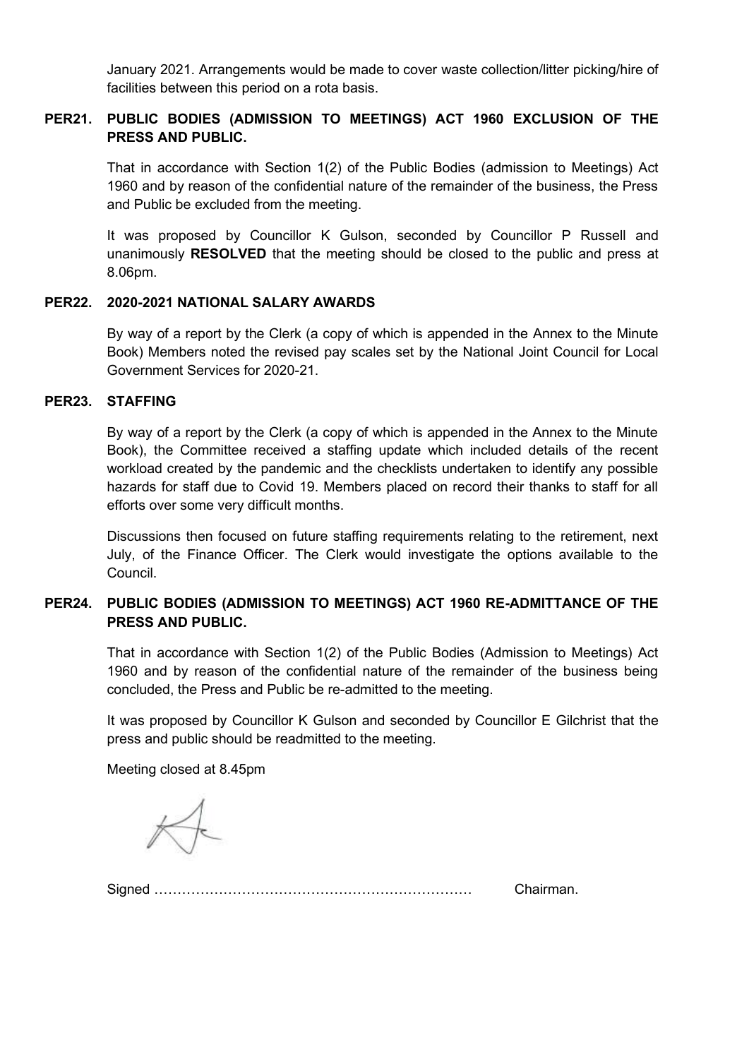January 2021. Arrangements would be made to cover waste collection/litter picking/hire of facilities between this period on a rota basis.

**PER21. PUBLIC BODIES (ADMISSION TO MEETINGS) ACT 1960 EXCLUSION OF THE PRESS AND PUBLIC.**

That in accordance with Section 1(2) of the Public Bodies (admission to Meetings) Act 1960 and by reason of the confidential nature of the remainder of the business, the Press and Public be excluded from the meeting.

It was proposed by Councillor K Gulson, seconded by Councillor P Russell and unanimously **RESOLVED** that the meeting should be closed to the public and press at 8.06pm.

**PER22. 2020-2021 NATIONAL SALARY AWARDS**

By way of a report by the Clerk (a copy of which is appended in the Annex to the Minute Book) Members noted the revised pay scales set by the National Joint Council for Local Government Services for 2020-21.

**PER23. STAFFING**

By way of a report by the Clerk (a copy of which is appended in the Annex to the Minute Book), the Committee received a staffing update which included details of the recent workload created by the pandemic and the checklists undertaken to identify any possible hazards for staff due to Covid 19. Members placed on record their thanks to staff for all efforts over some very difficult months.

Discussions then focused on future staffing requirements relating to the retirement, next July, of the Finance Officer. The Clerk would investigate the options available to the Council.

**PER24. PUBLIC BODIES (ADMISSION TO MEETINGS) ACT 1960 RE-ADMITTANCE OF THE PRESS AND PUBLIC.**

That in accordance with Section 1(2) of the Public Bodies (Admission to Meetings) Act 1960 and by reason of the confidential nature of the remainder of the business being concluded, the Press and Public be re-admitted to the meeting.

It was proposed by Councillor K Gulson and seconded by Councillor E Gilchrist that the press and public should be readmitted to the meeting.

Meeting closed at 8.45pm

Signed ………………………………………………………… Chairman.